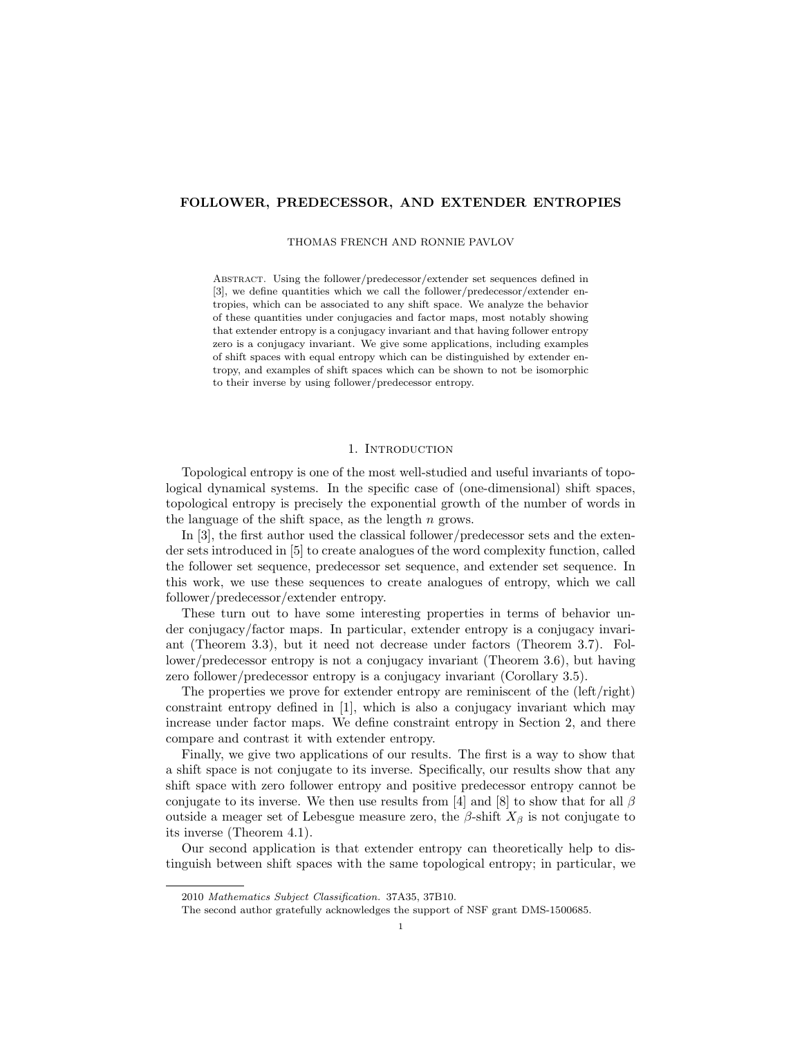# FOLLOWER, PREDECESSOR, AND EXTENDER ENTROPIES

THOMAS FRENCH AND RONNIE PAVLOV

Abstract. Using the follower/predecessor/extender set sequences defined in [3], we define quantities which we call the follower/predecessor/extender entropies, which can be associated to any shift space. We analyze the behavior of these quantities under conjugacies and factor maps, most notably showing that extender entropy is a conjugacy invariant and that having follower entropy zero is a conjugacy invariant. We give some applications, including examples of shift spaces with equal entropy which can be distinguished by extender entropy, and examples of shift spaces which can be shown to not be isomorphic to their inverse by using follower/predecessor entropy.

## 1. Introduction

Topological entropy is one of the most well-studied and useful invariants of topological dynamical systems. In the specific case of (one-dimensional) shift spaces, topological entropy is precisely the exponential growth of the number of words in the language of the shift space, as the length $n$ grows.

In [3], the first author used the classical follower/predecessor sets and the extender sets introduced in [5] to create analogues of the word complexity function, called the follower set sequence, predecessor set sequence, and extender set sequence. In this work, we use these sequences to create analogues of entropy, which we call follower/predecessor/extender entropy.

These turn out to have some interesting properties in terms of behavior under conjugacy/factor maps. In particular, extender entropy is a conjugacy invariant (Theorem 3.3), but it need not decrease under factors (Theorem 3.7). Follower/predecessor entropy is not a conjugacy invariant (Theorem 3.6), but having zero follower/predecessor entropy is a conjugacy invariant (Corollary 3.5).

The properties we prove for extender entropy are reminiscent of the (left/right) constraint entropy defined in [1], which is also a conjugacy invariant which may increase under factor maps. We define constraint entropy in Section 2, and there compare and contrast it with extender entropy.

Finally, we give two applications of our results. The first is a way to show that a shift space is not conjugate to its inverse. Specifically, our results show that any shift space with zero follower entropy and positive predecessor entropy cannot be conjugate to its inverse. We then use results from [4] and [8] to show that for all $\beta$ outside a meager set of Lebesgue measure zero, the $\beta$-shift $X_\beta$ is not conjugate to its inverse (Theorem 4.1).

Our second application is that extender entropy can theoretically help to distinguish between shift spaces with the same topological entropy; in particular, we

---

2010 *Mathematics Subject Classification.* 37A35, 37B10.

The second author gratefully acknowledges the support of NSF grant DMS-1500685.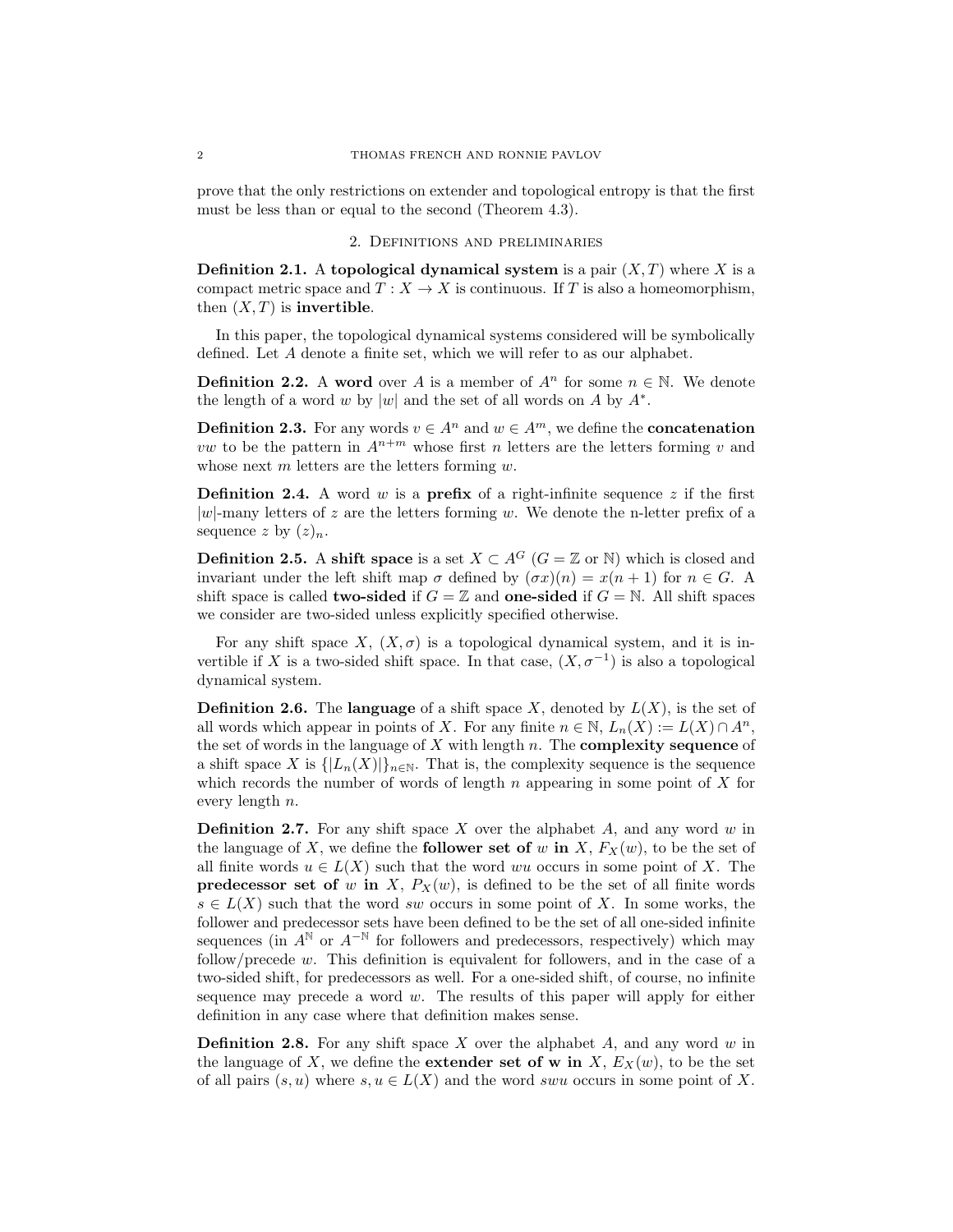prove that the only restrictions on extender and topological entropy is that the first must be less than or equal to the second (Theorem 4.3).

## 2. Definitions and preliminaries

**Definition 2.1.** A **topological dynamical system** is a pair $(X, T)$ where $X$ is a compact metric space and $T : X \to X$ is continuous. If $T$ is also a homeomorphism, then $(X, T)$ is **invertible**.

In this paper, the topological dynamical systems considered will be symbolically defined. Let $A$ denote a finite set, which we will refer to as our alphabet.

**Definition 2.2.** A **word** over $A$ is a member of $A^n$ for some $n \in \mathbb{N}$. We denote the length of a word $w$ by $|w|$ and the set of all words on $A$ by $A^*$.

**Definition 2.3.** For any words $v \in A^n$ and $w \in A^m$, we define the **concatenation** $vw$ to be the pattern in $A^{n+m}$ whose first $n$ letters are the letters forming $v$ and whose next $m$ letters are the letters forming $w$.

**Definition 2.4.** A word $w$ is a **prefix** of a right-infinite sequence $z$ if the first $|w|$-many letters of $z$ are the letters forming $w$. We denote the n-letter prefix of a sequence $z$ by $(z)_n$.

**Definition 2.5.** A **shift space** is a set $X \subset A^G$ ($G = \mathbb{Z}$ or $\mathbb{N}$) which is closed and invariant under the left shift map $\sigma$ defined by $(\sigma x)(n) = x(n+1)$ for $n \in G$. A shift space is called **two-sided** if $G = \mathbb{Z}$ and **one-sided** if $G = \mathbb{N}$. All shift spaces we consider are two-sided unless explicitly specified otherwise.

For any shift space $X$, $(X, \sigma)$ is a topological dynamical system, and it is invertible if $X$ is a two-sided shift space. In that case, $(X, \sigma^{-1})$ is also a topological dynamical system.

**Definition 2.6.** The **language** of a shift space $X$, denoted by $L(X)$, is the set of all words which appear in points of $X$. For any finite $n \in \mathbb{N}$, $L_n(X) := L(X) \cap A^n$, the set of words in the language of $X$ with length $n$. The **complexity sequence** of a shift space $X$ is $\{|L_n(X)|\}_{n \in \mathbb{N}}$. That is, the complexity sequence is the sequence which records the number of words of length $n$ appearing in some point of $X$ for every length $n$.

**Definition 2.7.** For any shift space $X$ over the alphabet $A$, and any word $w$ in the language of $X$, we define the **follower set of $w$ in $X$**, $F_X(w)$, to be the set of all finite words $u \in L(X)$ such that the word $wu$ occurs in some point of $X$. The **predecessor set of $w$ in $X$**, $P_X(w)$, is defined to be the set of all finite words $s \in L(X)$ such that the word $sw$ occurs in some point of $X$. In some works, the follower and predecessor sets have been defined to be the set of all one-sided infinite sequences (in $A^{\mathbb{N}}$ or $A^{-\mathbb{N}}$ for followers and predecessors, respectively) which may follow/precede $w$. This definition is equivalent for followers, and in the case of a two-sided shift, for predecessors as well. For a one-sided shift, of course, no infinite sequence may precede a word $w$. The results of this paper will apply for either definition in any case where that definition makes sense.

**Definition 2.8.** For any shift space $X$ over the alphabet $A$, and any word $w$ in the language of $X$, we define the **extender set of w in $X$**, $E_X(w)$, to be the set of all pairs $(s, u)$ where $s, u \in L(X)$ and the word $swu$ occurs in some point of $X$.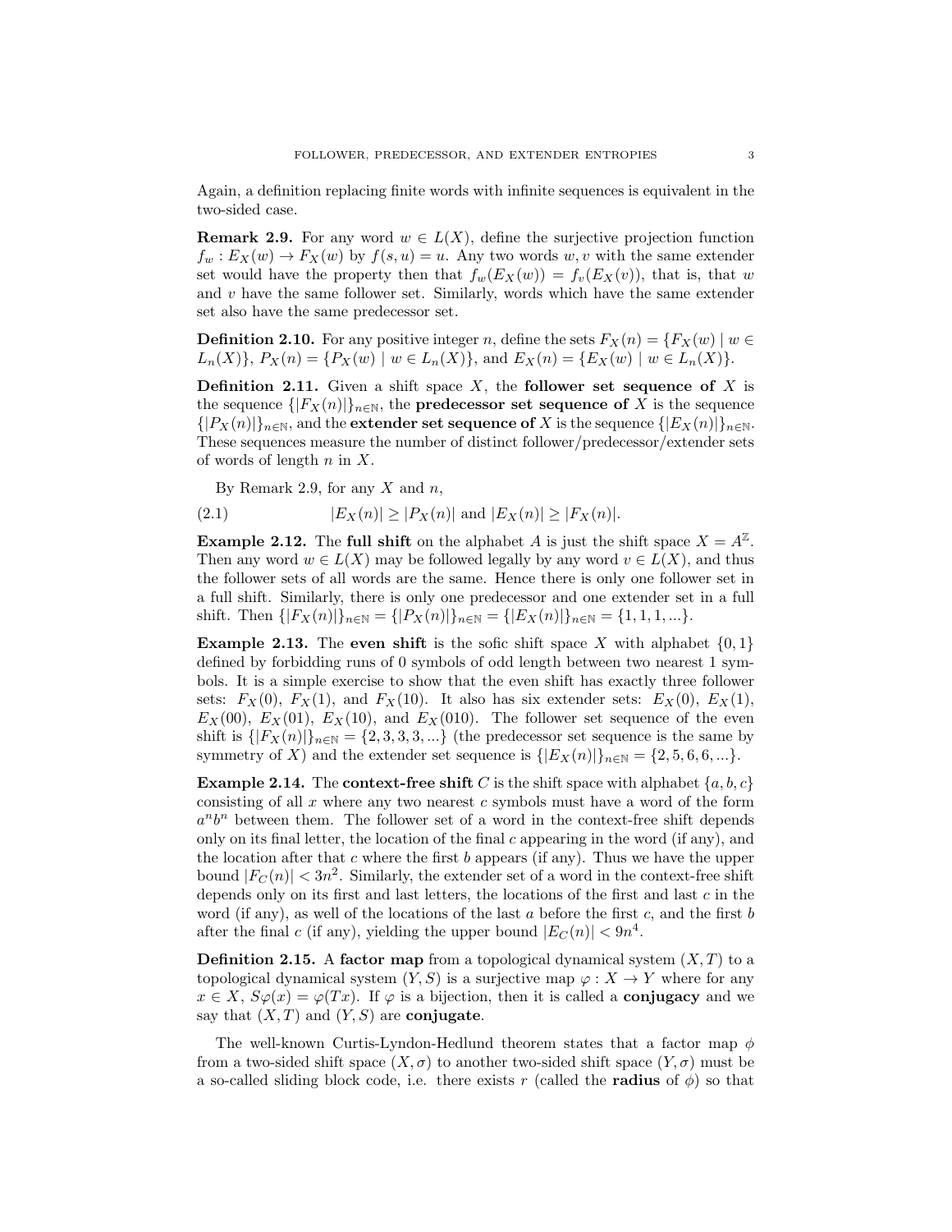Again, a definition replacing finite words with infinite sequences is equivalent in the two-sided case.

**Remark 2.9.** For any word $w \in L(X)$, define the surjective projection function $f_w : E_X(w) \to F_X(w)$ by $f(s, u) = u$. Any two words $w, v$ with the same extender set would have the property then that $f_w(E_X(w)) = f_v(E_X(v))$, that is, that $w$ and $v$ have the same follower set. Similarly, words which have the same extender set also have the same predecessor set.

**Definition 2.10.** For any positive integer $n$, define the sets $F_X(n) = \{F_X(w) \mid w \in L_n(X)\}$, $P_X(n) = \{P_X(w) \mid w \in L_n(X)\}$, and $E_X(n) = \{E_X(w) \mid w \in L_n(X)\}$.

**Definition 2.11.** Given a shift space $X$, the **follower set sequence of** $X$ is the sequence $\{|F_X(n)|\}_{n\in\mathbb{N}}$, the **predecessor set sequence of** $X$ is the sequence $\{|P_X(n)|\}_{n\in\mathbb{N}}$, and the **extender set sequence of** $X$ is the sequence $\{|E_X(n)|\}_{n\in\mathbb{N}}$. These sequences measure the number of distinct follower/predecessor/extender sets of words of length $n$ in $X$.

By Remark 2.9, for any $X$ and $n$,

$$|E_X(n)| \geq |P_X(n)| \text{ and } |E_X(n)| \geq |F_X(n)|. \tag{2.1}$$

**Example 2.12.** The **full shift** on the alphabet $A$ is just the shift space $X = A^{\mathbb{Z}}$. Then any word $w \in L(X)$ may be followed legally by any word $v \in L(X)$, and thus the follower sets of all words are the same. Hence there is only one follower set in a full shift. Similarly, there is only one predecessor and one extender set in a full shift. Then $\{|F_X(n)|\}_{n\in\mathbb{N}} = \{|P_X(n)|\}_{n\in\mathbb{N}} = \{|E_X(n)|\}_{n\in\mathbb{N}} = \{1, 1, 1, ...\}$.

**Example 2.13.** The **even shift** is the sofic shift space $X$ with alphabet $\{0, 1\}$ defined by forbidding runs of 0 symbols of odd length between two nearest 1 symbols. It is a simple exercise to show that the even shift has exactly three follower sets: $F_X(0)$, $F_X(1)$, and $F_X(10)$. It also has six extender sets: $E_X(0)$, $E_X(1)$, $E_X(00)$, $E_X(01)$, $E_X(10)$, and $E_X(010)$. The follower set sequence of the even shift is $\{|F_X(n)|\}_{n\in\mathbb{N}} = \{2, 3, 3, 3, ...\}$ (the predecessor set sequence is the same by symmetry of $X$) and the extender set sequence is $\{|E_X(n)|\}_{n\in\mathbb{N}} = \{2, 5, 6, 6, ...\}$.

**Example 2.14.** The **context-free shift** $C$ is the shift space with alphabet $\{a, b, c\}$ consisting of all $x$ where any two nearest $c$ symbols must have a word of the form $a^n b^n$ between them. The follower set of a word in the context-free shift depends only on its final letter, the location of the final $c$ appearing in the word (if any), and the location after that $c$ where the first $b$ appears (if any). Thus we have the upper bound $|F_C(n)| < 3n^2$. Similarly, the extender set of a word in the context-free shift depends only on its first and last letters, the locations of the first and last $c$ in the word (if any), as well of the locations of the last $a$ before the first $c$, and the first $b$ after the final $c$ (if any), yielding the upper bound $|E_C(n)| < 9n^4$.

**Definition 2.15.** A **factor map** from a topological dynamical system $(X, T)$ to a topological dynamical system $(Y, S)$ is a surjective map $\varphi : X \to Y$ where for any $x \in X$, $S\varphi(x) = \varphi(Tx)$. If $\varphi$ is a bijection, then it is called a **conjugacy** and we say that $(X, T)$ and $(Y, S)$ are **conjugate**.

The well-known Curtis-Lyndon-Hedlund theorem states that a factor map $\phi$ from a two-sided shift space $(X, \sigma)$ to another two-sided shift space $(Y, \sigma)$ must be a so-called sliding block code, i.e. there exists $r$ (called the **radius** of $\phi$) so that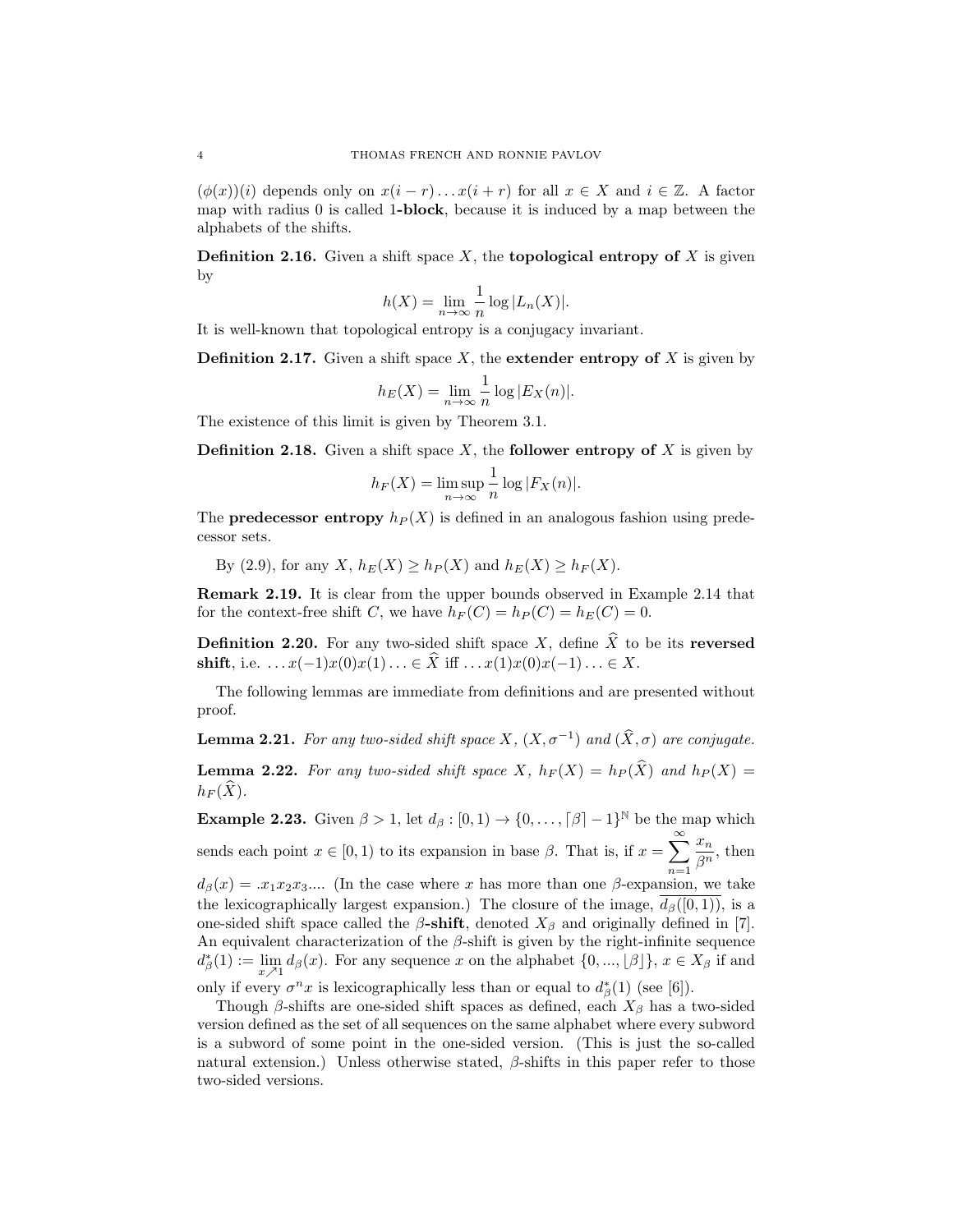$(\phi(x))(i)$ depends only on $x(i-r)\dots x(i+r)$ for all $x \in X$ and $i \in \mathbb{Z}$. A factor map with radius 0 is called **1-block**, because it is induced by a map between the alphabets of the shifts.

**Definition 2.16.** Given a shift space $X$, the **topological entropy of** $X$ is given by

$$h(X) = \lim_{n\to\infty} \frac{1}{n} \log |L_n(X)|.$$

It is well-known that topological entropy is a conjugacy invariant.

**Definition 2.17.** Given a shift space $X$, the **extender entropy of** $X$ is given by

$$h_E(X) = \lim_{n\to\infty} \frac{1}{n} \log |E_X(n)|.$$

The existence of this limit is given by Theorem 3.1.

**Definition 2.18.** Given a shift space $X$, the **follower entropy of** $X$ is given by

$$h_F(X) = \limsup_{n\to\infty} \frac{1}{n} \log |F_X(n)|.$$

The **predecessor entropy** $h_P(X)$ is defined in an analogous fashion using predecessor sets.

By (2.9), for any $X$, $h_E(X) \geq h_P(X)$ and $h_E(X) \geq h_F(X)$.

**Remark 2.19.** It is clear from the upper bounds observed in Example 2.14 that for the context-free shift $C$, we have $h_F(C) = h_P(C) = h_E(C) = 0$.

**Definition 2.20.** For any two-sided shift space $X$, define $\widehat{X}$ to be its **reversed shift**, i.e. $\dots x(-1)x(0)x(1)\dots \in \widehat{X}$ iff $\dots x(1)x(0)x(-1)\dots \in X$.

The following lemmas are immediate from definitions and are presented without proof.

**Lemma 2.21.** *For any two-sided shift space $X$, $(X, \sigma^{-1})$ and $(\widehat{X}, \sigma)$ are conjugate.*

**Lemma 2.22.** *For any two-sided shift space $X$, $h_F(X) = h_P(\widehat{X})$ and $h_P(X) = h_F(\widehat{X})$.*

**Example 2.23.** Given $\beta > 1$, let $d_\beta : [0, 1) \to \{0, \dots, \lceil\beta\rceil - 1\}^{\mathbb{N}}$ be the map which sends each point $x \in [0, 1)$ to its expansion in base $\beta$. That is, if $x = \displaystyle\sum_{n=1}^{\infty} \frac{x_n}{\beta^n}$, then $d_\beta(x) = .x_1x_2x_3\dots$. (In the case where $x$ has more than one $\beta$-expansion, we take the lexicographically largest expansion.) The closure of the image, $\overline{d_\beta([0, 1))}$, is a one-sided shift space called the **$\beta$-shift**, denoted $X_\beta$ and originally defined in [7]. An equivalent characterization of the $\beta$-shift is given by the right-infinite sequence $d^*_\beta(1) := \lim_{x\nearrow 1} d_\beta(x)$. For any sequence $x$ on the alphabet $\{0, ..., \lfloor\beta\rfloor\}$, $x \in X_\beta$ if and only if every $\sigma^n x$ is lexicographically less than or equal to $d^*_\beta(1)$ (see [6]).

Though $\beta$-shifts are one-sided shift spaces as defined, each $X_\beta$ has a two-sided version defined as the set of all sequences on the same alphabet where every subword is a subword of some point in the one-sided version. (This is just the so-called natural extension.) Unless otherwise stated, $\beta$-shifts in this paper refer to those two-sided versions.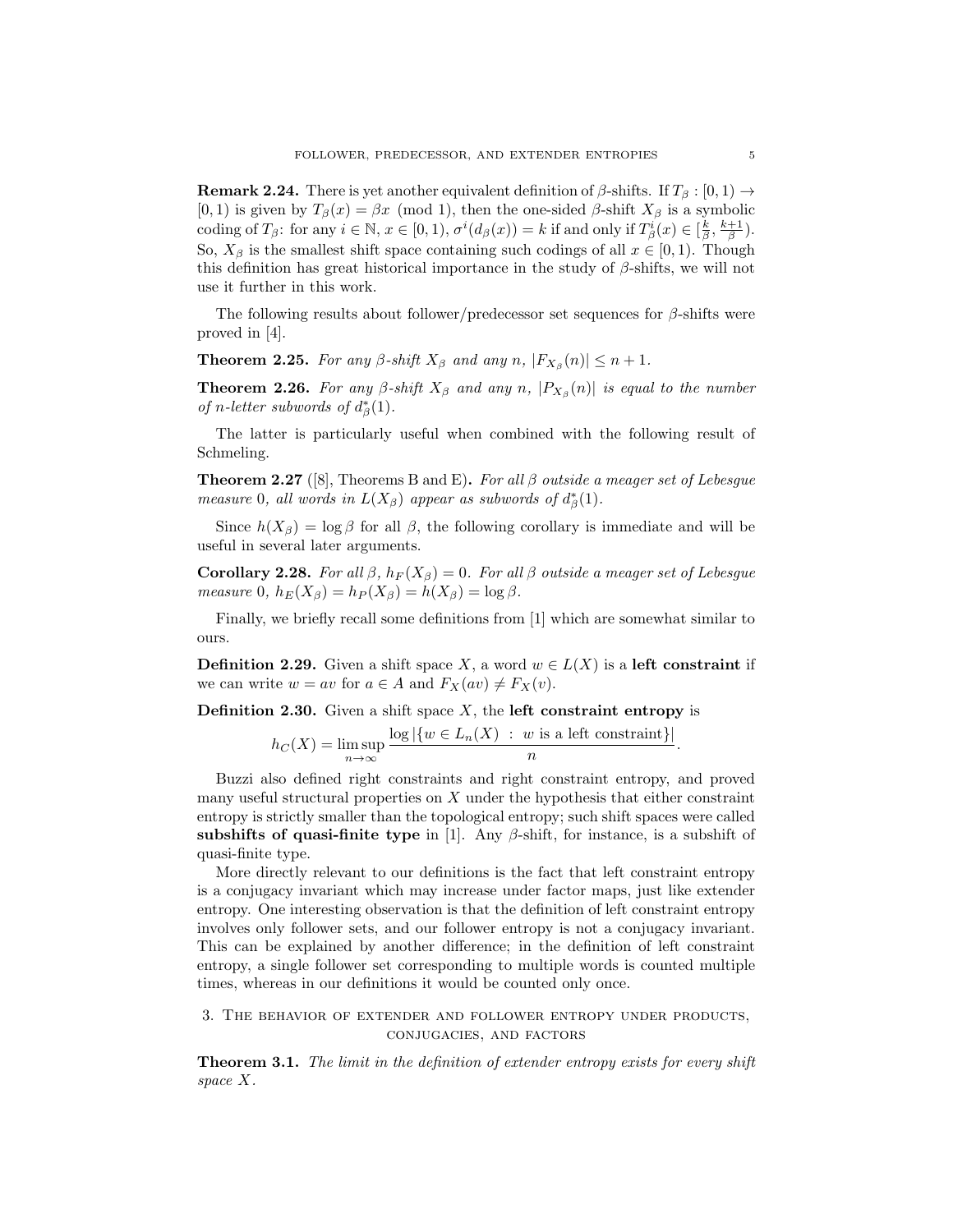**Remark 2.24.** There is yet another equivalent definition of $\beta$-shifts. If $T_\beta : [0,1) \to [0,1)$ is given by $T_\beta(x) = \beta x \pmod 1$, then the one-sided $\beta$-shift $X_\beta$ is a symbolic coding of $T_\beta$: for any $i \in \mathbb{N}$, $x \in [0,1)$, $\sigma^i(d_\beta(x)) = k$ if and only if $T^i_\beta(x) \in [\frac{k}{\beta}, \frac{k+1}{\beta})$. So, $X_\beta$ is the smallest shift space containing such codings of all $x \in [0,1)$. Though this definition has great historical importance in the study of $\beta$-shifts, we will not use it further in this work.

The following results about follower/predecessor set sequences for $\beta$-shifts were proved in [4].

**Theorem 2.25.** *For any $\beta$-shift $X_\beta$ and any $n$, $|F_{X_\beta}(n)| \leq n+1$.*

**Theorem 2.26.** *For any $\beta$-shift $X_\beta$ and any $n$, $|P_{X_\beta}(n)|$ is equal to the number of $n$-letter subwords of $d^*_\beta(1)$.*

The latter is particularly useful when combined with the following result of Schmeling.

**Theorem 2.27** ([8], Theorems B and E)**.** *For all $\beta$ outside a meager set of Lebesgue measure 0, all words in $L(X_\beta)$ appear as subwords of $d^*_\beta(1)$.*

Since $h(X_\beta) = \log \beta$ for all $\beta$, the following corollary is immediate and will be useful in several later arguments.

**Corollary 2.28.** *For all $\beta$, $h_F(X_\beta) = 0$. For all $\beta$ outside a meager set of Lebesgue measure 0, $h_E(X_\beta) = h_P(X_\beta) = h(X_\beta) = \log \beta$.*

Finally, we briefly recall some definitions from [1] which are somewhat similar to ours.

**Definition 2.29.** Given a shift space $X$, a word $w \in L(X)$ is a **left constraint** if we can write $w = av$ for $a \in A$ and $F_X(av) \neq F_X(v)$.

**Definition 2.30.** Given a shift space $X$, the **left constraint entropy** is

$$h_C(X) = \limsup_{n\to\infty} \frac{\log |\{w \in L_n(X) \ : \ w \text{ is a left constraint}\}|}{n}.$$

Buzzi also defined right constraints and right constraint entropy, and proved many useful structural properties on $X$ under the hypothesis that either constraint entropy is strictly smaller than the topological entropy; such shift spaces were called **subshifts of quasi-finite type** in [1]. Any $\beta$-shift, for instance, is a subshift of quasi-finite type.

More directly relevant to our definitions is the fact that left constraint entropy is a conjugacy invariant which may increase under factor maps, just like extender entropy. One interesting observation is that the definition of left constraint entropy involves only follower sets, and our follower entropy is not a conjugacy invariant. This can be explained by another difference; in the definition of left constraint entropy, a single follower set corresponding to multiple words is counted multiple times, whereas in our definitions it would be counted only once.

## 3. The behavior of extender and follower entropy under products, conjugacies, and factors

**Theorem 3.1.** *The limit in the definition of extender entropy exists for every shift space $X$.*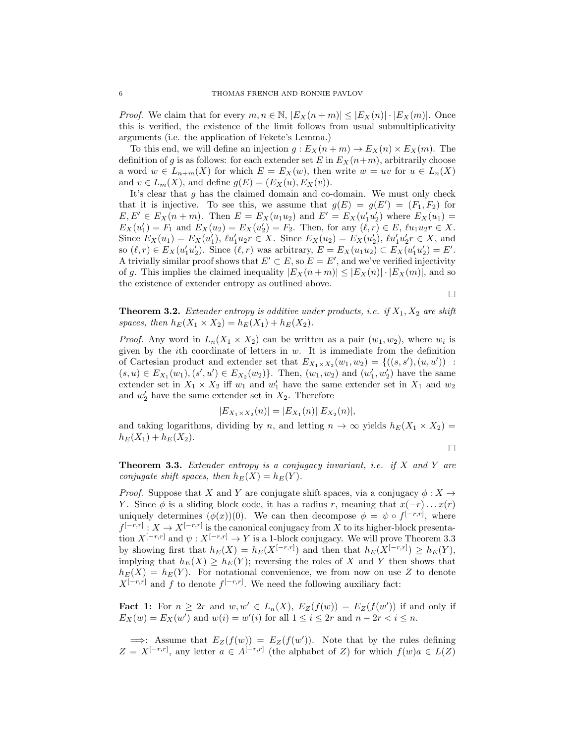*Proof.* We claim that for every $m, n \in \mathbb{N}$, $|E_X(n+m)| \leq |E_X(n)| \cdot |E_X(m)|$. Once this is verified, the existence of the limit follows from usual submultiplicativity arguments (i.e. the application of Fekete's Lemma.)

To this end, we will define an injection $g : E_X(n+m) \to E_X(n) \times E_X(m)$. The definition of $g$ is as follows: for each extender set $E$ in $E_X(n+m)$, arbitrarily choose a word $w \in L_{n+m}(X)$ for which $E = E_X(w)$, then write $w = uv$ for $u \in L_n(X)$ and $v \in L_m(X)$, and define $g(E) = (E_X(u), E_X(v))$.

It's clear that $g$ has the claimed domain and co-domain. We must only check that it is injective. To see this, we assume that $g(E) = g(E') = (F_1, F_2)$ for $E, E' \in E_X(n+m)$. Then $E = E_X(u_1u_2)$ and $E' = E_X(u_1'u_2')$ where $E_X(u_1) = E_X(u_1') = F_1$ and $E_X(u_2) = E_X(u_2') = F_2$. Then, for any $(\ell, r) \in E$, $\ell u_1 u_2 r \in X$. Since $E_X(u_1) = E_X(u_1')$, $\ell u_1' u_2 r \in X$. Since $E_X(u_2) = E_X(u_2')$, $\ell u_1' u_2' r \in X$, and so $(\ell, r) \in E_X(u_1'u_2')$. Since $(\ell, r)$ was arbitrary, $E = E_X(u_1u_2) \subset E_X(u_1'u_2') = E'$. A trivially similar proof shows that $E' \subset E$, so $E = E'$, and we've verified injectivity of $g$. This implies the claimed inequality $|E_X(n+m)| \leq |E_X(n)| \cdot |E_X(m)|$, and so the existence of extender entropy as outlined above.

□

**Theorem 3.2.** *Extender entropy is additive under products, i.e. if $X_1, X_2$ are shift spaces, then $h_E(X_1 \times X_2) = h_E(X_1) + h_E(X_2)$.*

*Proof.* Any word in $L_n(X_1 \times X_2)$ can be written as a pair $(w_1, w_2)$, where $w_i$ is given by the $i$th coordinate of letters in $w$. It is immediate from the definition of Cartesian product and extender set that $E_{X_1 \times X_2}(w_1, w_2) = \{((s, s'), (u, u')) : (s, u) \in E_{X_1}(w_1), (s', u') \in E_{X_2}(w_2)\}$. Then, $(w_1, w_2)$ and $(w_1', w_2')$ have the same extender set in $X_1 \times X_2$ iff $w_1$ and $w_1'$ have the same extender set in $X_1$ and $w_2$ and $w_2'$ have the same extender set in $X_2$. Therefore

$$|E_{X_1 \times X_2}(n)| = |E_{X_1}(n)||E_{X_2}(n)|,$$

and taking logarithms, dividing by $n$, and letting $n \to \infty$ yields $h_E(X_1 \times X_2) = h_E(X_1) + h_E(X_2)$.

□

**Theorem 3.3.** *Extender entropy is a conjugacy invariant, i.e. if $X$ and $Y$ are conjugate shift spaces, then $h_E(X) = h_E(Y)$.*

*Proof.* Suppose that $X$ and $Y$ are conjugate shift spaces, via a conjugacy $\phi : X \to Y$. Since $\phi$ is a sliding block code, it has a radius $r$, meaning that $x(-r) \ldots x(r)$ uniquely determines $(\phi(x))(0)$. We can then decompose $\phi = \psi \circ f^{[-r,r]}$, where $f^{[-r,r]} : X \to X^{[-r,r]}$ is the canonical conjugacy from $X$ to its higher-block presentation $X^{[-r,r]}$ and $\psi : X^{[-r,r]} \to Y$ is a 1-block conjugacy. We will prove Theorem 3.3 by showing first that $h_E(X) = h_E(X^{[-r,r]})$ and then that $h_E(X^{[-r,r]}) \geq h_E(Y)$, implying that $h_E(X) \geq h_E(Y)$; reversing the roles of $X$ and $Y$ then shows that $h_E(X) = h_E(Y)$. For notational convenience, we from now on use $Z$ to denote $X^{[-r,r]}$ and $f$ to denote $f^{[-r,r]}$. We need the following auxiliary fact:

**Fact 1:** For $n \geq 2r$ and $w, w' \in L_n(X)$, $E_Z(f(w)) = E_Z(f(w'))$ if and only if $E_X(w) = E_X(w')$ and $w(i) = w'(i)$ for all $1 \leq i \leq 2r$ and $n - 2r < i \leq n$.

$\Longrightarrow$: Assume that $E_Z(f(w)) = E_Z(f(w'))$. Note that by the rules defining $Z = X^{[-r,r]}$, any letter $a \in A^{[-r,r]}$ (the alphabet of $Z$) for which $f(w)a \in L(Z)$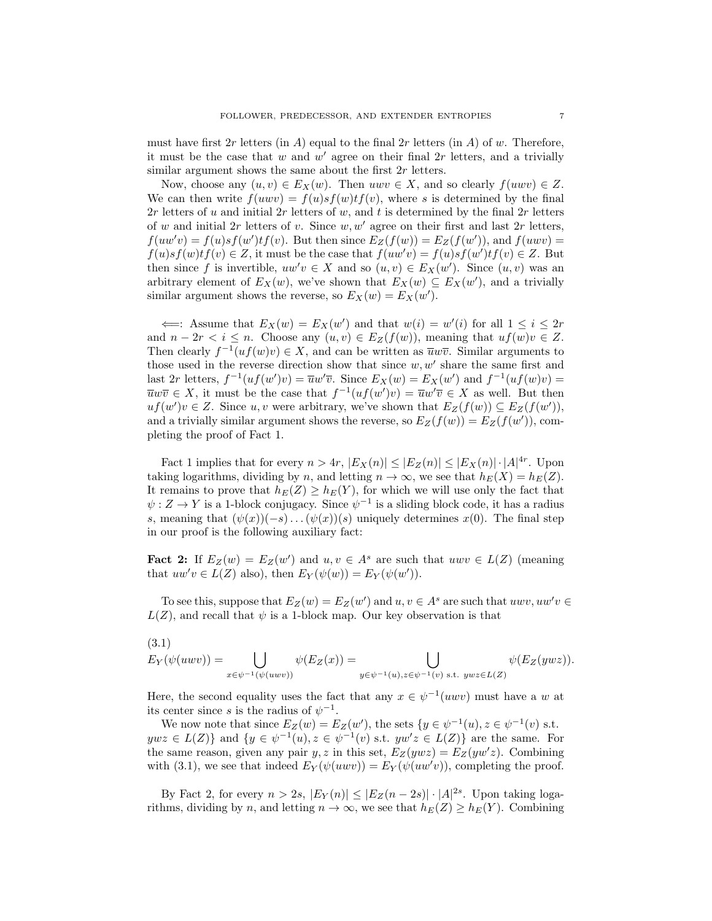must have first $2r$ letters (in $A$) equal to the final $2r$ letters (in $A$) of $w$. Therefore, it must be the case that $w$ and $w'$ agree on their final $2r$ letters, and a trivially similar argument shows the same about the first $2r$ letters.

Now, choose any $(u, v) \in E_X(w)$. Then $uwv \in X$, and so clearly $f(uwv) \in Z$. We can then write $f(uwv) = f(u)sf(w)tf(v)$, where $s$ is determined by the final $2r$ letters of $u$ and initial $2r$ letters of $w$, and $t$ is determined by the final $2r$ letters of $w$ and initial $2r$ letters of $v$. Since $w, w'$ agree on their first and last $2r$ letters, $f(uw'v) = f(u)sf(w')tf(v)$. But then since $E_Z(f(w)) = E_Z(f(w'))$, and $f(uwv) = f(u)sf(w)tf(v) \in Z$, it must be the case that $f(uw'v) = f(u)sf(w')tf(v) \in Z$. But then since $f$ is invertible, $uw'v \in X$ and so $(u, v) \in E_X(w')$. Since $(u, v)$ was an arbitrary element of $E_X(w)$, we've shown that $E_X(w) \subseteq E_X(w')$, and a trivially similar argument shows the reverse, so $E_X(w) = E_X(w')$.

$\Longleftarrow$: Assume that $E_X(w) = E_X(w')$ and that $w(i) = w'(i)$ for all $1 \leq i \leq 2r$ and $n - 2r < i \leq n$. Choose any $(u, v) \in E_Z(f(w))$, meaning that $uf(w)v \in Z$. Then clearly $f^{-1}(uf(w)v) \in X$, and can be written as $\overline{u}w\overline{v}$. Similar arguments to those used in the reverse direction show that since $w, w'$ share the same first and last $2r$ letters, $f^{-1}(uf(w')v) = \overline{u}w'\overline{v}$. Since $E_X(w) = E_X(w')$ and $f^{-1}(uf(w)v) = \overline{u}w\overline{v} \in X$, it must be the case that $f^{-1}(uf(w')v) = \overline{u}w'\overline{v} \in X$ as well. But then $uf(w')v \in Z$. Since $u, v$ were arbitrary, we've shown that $E_Z(f(w)) \subseteq E_Z(f(w'))$, and a trivially similar argument shows the reverse, so $E_Z(f(w)) = E_Z(f(w'))$, completing the proof of Fact 1.

Fact 1 implies that for every $n > 4r$, $|E_X(n)| \leq |E_Z(n)| \leq |E_X(n)| \cdot |A|^{4r}$. Upon taking logarithms, dividing by $n$, and letting $n \to \infty$, we see that $h_E(X) = h_E(Z)$. It remains to prove that $h_E(Z) \geq h_E(Y)$, for which we will use only the fact that $\psi : Z \to Y$ is a 1-block conjugacy. Since $\psi^{-1}$ is a sliding block code, it has a radius $s$, meaning that $(\psi(x))(-s) \ldots (\psi(x))(s)$ uniquely determines $x(0)$. The final step in our proof is the following auxiliary fact:

**Fact 2:** If $E_Z(w) = E_Z(w')$ and $u, v \in A^s$ are such that $uwv \in L(Z)$ (meaning that $uw'v \in L(Z)$ also), then $E_Y(\psi(w)) = E_Y(\psi(w'))$.

To see this, suppose that $E_Z(w) = E_Z(w')$ and $u, v \in A^s$ are such that $uwv, uw'v \in L(Z)$, and recall that $\psi$ is a 1-block map. Our key observation is that

$$E_Y(\psi(uwv)) = \bigcup_{x \in \psi^{-1}(\psi(uwv))} \psi(E_Z(x)) = \bigcup_{y \in \psi^{-1}(u), z \in \psi^{-1}(v) \text{ s.t. } ywz \in L(Z)} \psi(E_Z(ywz)). \tag{3.1}$$

Here, the second equality uses the fact that any $x \in \psi^{-1}(uwv)$ must have a $w$ at its center since $s$ is the radius of $\psi^{-1}$.

We now note that since $E_Z(w) = E_Z(w')$, the sets $\{y \in \psi^{-1}(u), z \in \psi^{-1}(v)$ s.t. $ywz \in L(Z)\}$ and $\{y \in \psi^{-1}(u), z \in \psi^{-1}(v)$ s.t. $yw'z \in L(Z)\}$ are the same. For the same reason, given any pair $y, z$ in this set, $E_Z(ywz) = E_Z(yw'z)$. Combining with (3.1), we see that indeed $E_Y(\psi(uwv)) = E_Y(\psi(uw'v))$, completing the proof.

By Fact 2, for every $n > 2s$, $|E_Y(n)| \leq |E_Z(n - 2s)| \cdot |A|^{2s}$. Upon taking logarithms, dividing by $n$, and letting $n \to \infty$, we see that $h_E(Z) \geq h_E(Y)$. Combining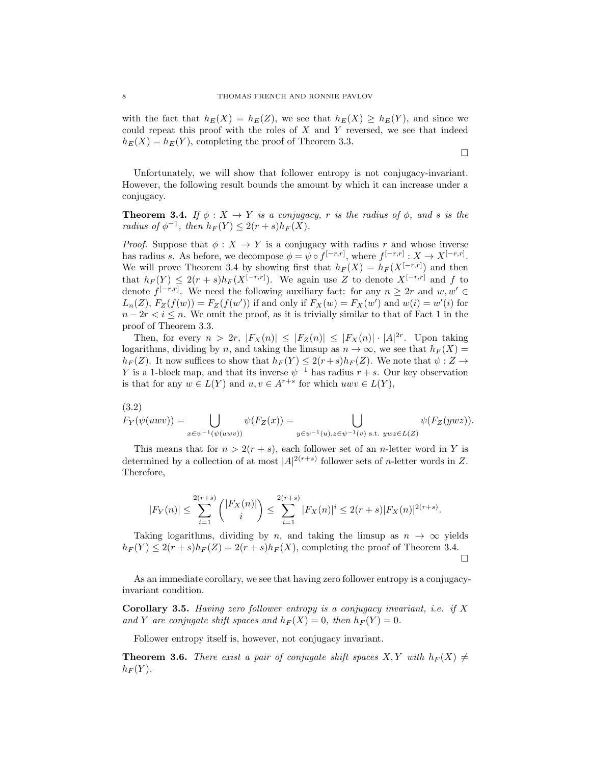with the fact that $h_E(X) = h_E(Z)$, we see that $h_E(X) \geq h_E(Y)$, and since we could repeat this proof with the roles of $X$ and $Y$ reversed, we see that indeed $h_E(X) = h_E(Y)$, completing the proof of Theorem 3.3. □

Unfortunately, we will show that follower entropy is not conjugacy-invariant. However, the following result bounds the amount by which it can increase under a conjugacy.

**Theorem 3.4.** *If $\phi : X \to Y$ is a conjugacy, $r$ is the radius of $\phi$, and $s$ is the radius of $\phi^{-1}$, then $h_F(Y) \leq 2(r+s)h_F(X)$.*

*Proof.* Suppose that $\phi : X \to Y$ is a conjugacy with radius $r$ and whose inverse has radius $s$. As before, we decompose $\phi = \psi \circ f^{[-r,r]}$, where $f^{[-r,r]} : X \to X^{[-r,r]}$. We will prove Theorem 3.4 by showing first that $h_F(X) = h_F(X^{[-r,r]})$ and then that $h_F(Y) \leq 2(r+s)h_F(X^{[-r,r]})$. We again use $Z$ to denote $X^{[-r,r]}$ and $f$ to denote $f^{[-r,r]}$. We need the following auxiliary fact: for any $n \geq 2r$ and $w, w' \in L_n(Z)$, $F_Z(f(w)) = F_Z(f(w'))$ if and only if $F_X(w) = F_X(w')$ and $w(i) = w'(i)$ for $n - 2r < i \leq n$. We omit the proof, as it is trivially similar to that of Fact 1 in the proof of Theorem 3.3.

Then, for every $n > 2r$, $|F_X(n)| \leq |F_Z(n)| \leq |F_X(n)| \cdot |A|^{2r}$. Upon taking logarithms, dividing by $n$, and taking the limsup as $n \to \infty$, we see that $h_F(X) = h_F(Z)$. It now suffices to show that $h_F(Y) \leq 2(r+s)h_F(Z)$. We note that $\psi : Z \to Y$ is a 1-block map, and that its inverse $\psi^{-1}$ has radius $r+s$. Our key observation is that for any $w \in L(Y)$ and $u, v \in A^{r+s}$ for which $uwv \in L(Y)$,

(3.2)
$$F_Y(\psi(uwv)) = \bigcup_{x \in \psi^{-1}(\psi(uwv))} \psi(F_Z(x)) = \bigcup_{y \in \psi^{-1}(u), z \in \psi^{-1}(v) \text{ s.t. } ywz \in L(Z)} \psi(F_Z(ywz)).$$

This means that for $n > 2(r+s)$, each follower set of an $n$-letter word in $Y$ is determined by a collection of at most $|A|^{2(r+s)}$ follower sets of $n$-letter words in $Z$. Therefore,

$$|F_Y(n)| \leq \sum_{i=1}^{2(r+s)} \binom{|F_X(n)|}{i} \leq \sum_{i=1}^{2(r+s)} |F_X(n)|^i \leq 2(r+s)|F_X(n)|^{2(r+s)}.$$

Taking logarithms, dividing by $n$, and taking the limsup as $n \to \infty$ yields $h_F(Y) \leq 2(r+s)h_F(Z) = 2(r+s)h_F(X)$, completing the proof of Theorem 3.4. □

As an immediate corollary, we see that having zero follower entropy is a conjugacy-invariant condition.

**Corollary 3.5.** *Having zero follower entropy is a conjugacy invariant, i.e. if $X$ and $Y$ are conjugate shift spaces and $h_F(X) = 0$, then $h_F(Y) = 0$.*

Follower entropy itself is, however, not conjugacy invariant.

**Theorem 3.6.** *There exist a pair of conjugate shift spaces $X, Y$ with $h_F(X) \neq h_F(Y)$.*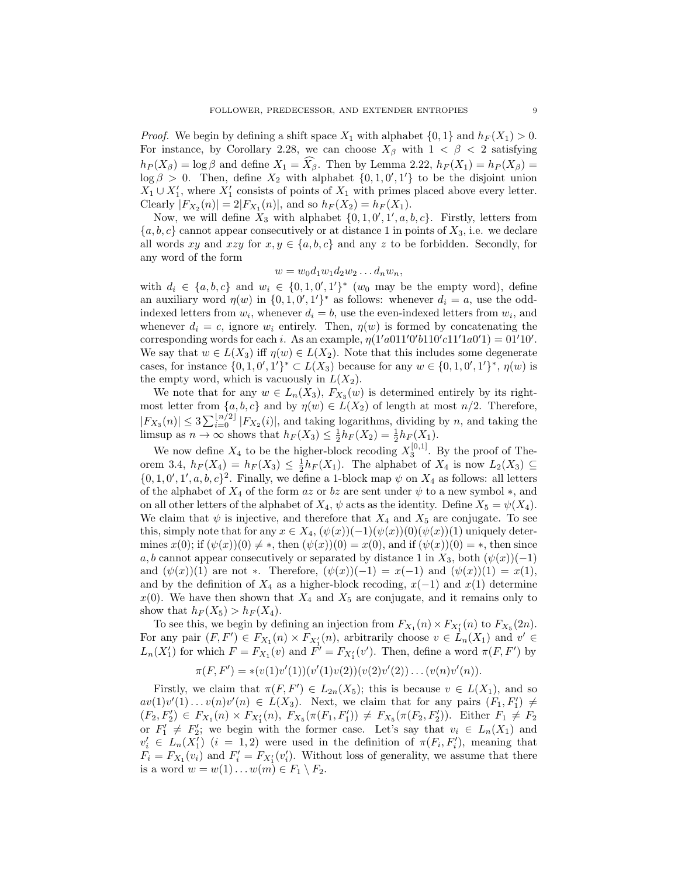*Proof.* We begin by defining a shift space $X_1$ with alphabet $\{0,1\}$ and $h_F(X_1) > 0$. For instance, by Corollary 2.28, we can choose $X_\beta$ with $1 < \beta < 2$ satisfying $h_P(X_\beta) = \log\beta$ and define $X_1 = \widehat{X_\beta}$. Then by Lemma 2.22, $h_F(X_1) = h_P(X_\beta) = \log\beta > 0$. Then, define $X_2$ with alphabet $\{0,1,0',1'\}$ to be the disjoint union $X_1 \cup X_1'$, where $X_1'$ consists of points of $X_1$ with primes placed above every letter. Clearly $|F_{X_2}(n)| = 2|F_{X_1}(n)|$, and so $h_F(X_2) = h_F(X_1)$.

Now, we will define $X_3$ with alphabet $\{0,1,0',1',a,b,c\}$. Firstly, letters from $\{a,b,c\}$ cannot appear consecutively or at distance 1 in points of $X_3$, i.e. we declare all words $xy$ and $xzy$ for $x,y \in \{a,b,c\}$ and any $z$ to be forbidden. Secondly, for any word of the form

$$w = w_0 d_1 w_1 d_2 w_2 \dots d_n w_n,$$

with $d_i \in \{a,b,c\}$ and $w_i \in \{0,1,0',1'\}^*$ ($w_0$ may be the empty word), define an auxiliary word $\eta(w)$ in $\{0,1,0',1'\}^*$ as follows: whenever $d_i = a$, use the odd-indexed letters from $w_i$, whenever $d_i = b$, use the even-indexed letters from $w_i$, and whenever $d_i = c$, ignore $w_i$ entirely. Then, $\eta(w)$ is formed by concatenating the corresponding words for each $i$. As an example, $\eta(1'a011'0'b110'c11'1a0'1) = 01'10'$. We say that $w \in L(X_3)$ iff $\eta(w) \in L(X_2)$. Note that this includes some degenerate cases, for instance $\{0,1,0',1'\}^* \subset L(X_3)$ because for any $w \in \{0,1,0',1'\}^*$, $\eta(w)$ is the empty word, which is vacuously in $L(X_2)$.

We note that for any $w \in L_n(X_3)$, $F_{X_3}(w)$ is determined entirely by its rightmost letter from $\{a,b,c\}$ and by $\eta(w) \in L(X_2)$ of length at most $n/2$. Therefore, $|F_{X_3}(n)| \leq 3\sum_{i=0}^{\lfloor n/2 \rfloor} |F_{X_2}(i)|$, and taking logarithms, dividing by $n$, and taking the limsup as $n \to \infty$ shows that $h_F(X_3) \leq \frac{1}{2}h_F(X_2) = \frac{1}{2}h_F(X_1)$.

We now define $X_4$ to be the higher-block recoding $X_3^{[0,1]}$. By the proof of Theorem 3.4, $h_F(X_4) = h_F(X_3) \leq \frac{1}{2}h_F(X_1)$. The alphabet of $X_4$ is now $L_2(X_3) \subseteq \{0,1,0',1',a,b,c\}^2$. Finally, we define a 1-block map $\psi$ on $X_4$ as follows: all letters of the alphabet of $X_4$ of the form $az$ or $bz$ are sent under $\psi$ to a new symbol $*$, and on all other letters of the alphabet of $X_4$, $\psi$ acts as the identity. Define $X_5 = \psi(X_4)$. We claim that $\psi$ is injective, and therefore that $X_4$ and $X_5$ are conjugate. To see this, simply note that for any $x \in X_4$, $(\psi(x))(-1)(\psi(x))(0)(\psi(x))(1)$ uniquely determines $x(0)$; if $(\psi(x))(0) \neq *$, then $(\psi(x))(0) = x(0)$, and if $(\psi(x))(0) = *$, then since $a,b$ cannot appear consecutively or separated by distance 1 in $X_3$, both $(\psi(x))(-1)$ and $(\psi(x))(1)$ are not $*$. Therefore, $(\psi(x))(-1) = x(-1)$ and $(\psi(x))(1) = x(1)$, and by the definition of $X_4$ as a higher-block recoding, $x(-1)$ and $x(1)$ determine $x(0)$. We have then shown that $X_4$ and $X_5$ are conjugate, and it remains only to show that $h_F(X_5) > h_F(X_4)$.

To see this, we begin by defining an injection from $F_{X_1}(n) \times F_{X_1'}(n)$ to $F_{X_5}(2n)$. For any pair $(F,F') \in F_{X_1}(n) \times F_{X_1'}(n)$, arbitrarily choose $v \in L_n(X_1)$ and $v' \in L_n(X_1')$ for which $F = F_{X_1}(v)$ and $F' = F_{X_1'}(v')$. Then, define a word $\pi(F,F')$ by

$$\pi(F,F') = *(v(1)v'(1))(v'(1)v(2))(v(2)v'(2))\dots(v(n)v'(n)).$$

Firstly, we claim that $\pi(F,F') \in L_{2n}(X_5)$; this is because $v \in L(X_1)$, and so $av(1)v'(1)\dots v(n)v'(n) \in L(X_3)$. Next, we claim that for any pairs $(F_1,F_1') \neq (F_2,F_2') \in F_{X_1}(n) \times F_{X_1'}(n)$, $F_{X_5}(\pi(F_1,F_1')) \neq F_{X_5}(\pi(F_2,F_2'))$. Either $F_1 \neq F_2$ or $F_1' \neq F_2'$; we begin with the former case. Let's say that $v_i \in L_n(X_1)$ and $v_i' \in L_n(X_1')$ ($i = 1,2$) were used in the definition of $\pi(F_i,F_i')$, meaning that $F_i = F_{X_1}(v_i)$ and $F_i' = F_{X_1'}(v_i')$. Without loss of generality, we assume that there is a word $w = w(1)\dots w(m) \in F_1 \setminus F_2$.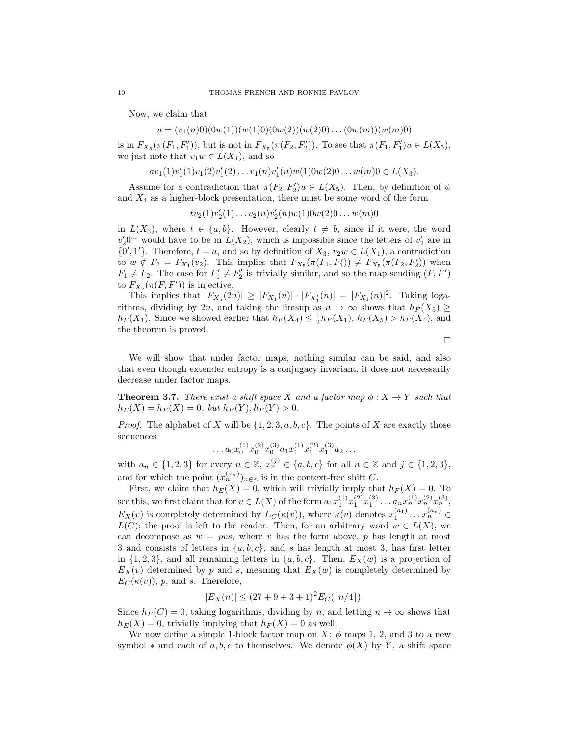Now, we claim that

$$u = (v_1(n)0)(0w(1))(w(1)0)(0w(2))(w(2)0)\dots(0w(m))(w(m)0)$$

is in $F_{X_5}(\pi(F_1, F_1'))$, but is not in $F_{X_5}(\pi(F_2, F_2'))$. To see that $\pi(F_1, F_1')u \in L(X_5)$, we just note that $v_1 w \in L(X_1)$, and so

$$av_1(1)v_1'(1)v_1(2)v_1'(2)\dots v_1(n)v_1'(n)w(1)0w(2)0\dots w(m)0 \in L(X_3).$$

Assume for a contradiction that $\pi(F_2, F_2')u \in L(X_5)$. Then, by definition of $\psi$ and $X_4$ as a higher-block presentation, there must be some word of the form

$$tv_2(1)v_2'(1)\dots v_2(n)v_2'(n)w(1)0w(2)0\dots w(m)0$$

in $L(X_3)$, where $t \in \{a, b\}$. However, clearly $t \neq b$, since if it were, the word $v_2' 0^m$ would have to be in $L(X_2)$, which is impossible since the letters of $v_2'$ are in $\{0', 1'\}$. Therefore, $t = a$, and so by definition of $X_3$, $v_2 w \in L(X_1)$, a contradiction to $w \notin F_2 = F_{X_1}(v_2)$. This implies that $F_{X_5}(\pi(F_1, F_1')) \neq F_{X_5}(\pi(F_2, F_2'))$ when $F_1 \neq F_2$. The case for $F_1' \neq F_2'$ is trivially similar, and so the map sending $(F, F')$ to $F_{X_5}(\pi(F, F'))$ is injective.

This implies that $|F_{X_5}(2n)| \geq |F_{X_1}(n)| \cdot |F_{X_1'}(n)| = |F_{X_1}(n)|^2$. Taking logarithms, dividing by $2n$, and taking the limsup as $n \to \infty$ shows that $h_F(X_5) \geq h_F(X_1)$. Since we showed earlier that $h_F(X_4) \leq \frac{1}{2} h_F(X_1)$, $h_F(X_5) > h_F(X_4)$, and the theorem is proved.

□

We will show that under factor maps, nothing similar can be said, and also that even though extender entropy is a conjugacy invariant, it does not necessarily decrease under factor maps.

**Theorem 3.7.** *There exist a shift space $X$ and a factor map $\phi : X \to Y$ such that $h_E(X) = h_F(X) = 0$, but $h_E(Y), h_F(Y) > 0$.*

*Proof.* The alphabet of $X$ will be $\{1, 2, 3, a, b, c\}$. The points of $X$ are exactly those sequences

$$\dots a_0 x_0^{(1)} x_0^{(2)} x_0^{(3)} a_1 x_1^{(1)} x_1^{(2)} x_1^{(3)} a_2 \dots$$

with $a_n \in \{1, 2, 3\}$ for every $n \in \mathbb{Z}$, $x_n^{(j)} \in \{a, b, c\}$ for all $n \in \mathbb{Z}$ and $j \in \{1, 2, 3\}$, and for which the point $(x_n^{(a_n)})_{n \in \mathbb{Z}}$ is in the context-free shift $C$.

First, we claim that $h_E(X) = 0$, which will trivially imply that $h_F(X) = 0$. To see this, we first claim that for $v \in L(X)$ of the form $a_1 x_1^{(1)} x_1^{(2)} x_1^{(3)} \dots a_n x_n^{(1)} x_n^{(2)} x_n^{(3)}$, $E_X(v)$ is completely determined by $E_C(\kappa(v))$, where $\kappa(v)$ denotes $x_1^{(a_1)} \dots x_n^{(a_n)} \in L(C)$; then the proof is left to the reader. Then, for an arbitrary word $w \in L(X)$, we can decompose as $w = pvs$, where $v$ has the form above, $p$ has length at most 3 and consists of letters in $\{a, b, c\}$, and $s$ has length at most 3, has first letter in $\{1, 2, 3\}$, and all remaining letters in $\{a, b, c\}$. Then, $E_X(w)$ is a projection of $E_X(v)$ determined by $p$ and $s$, meaning that $E_X(w)$ is completely determined by $E_C(\kappa(v))$, $p$, and $s$. Therefore,

$$|E_X(n)| \leq (27 + 9 + 3 + 1)^2 E_C(\lceil n/4 \rceil).$$

Since $h_E(C) = 0$, taking logarithms, dividing by $n$, and letting $n \to \infty$ shows that $h_E(X) = 0$, trivially implying that $h_F(X) = 0$ as well.

We now define a simple 1-block factor map on $X$: $\phi$ maps 1, 2, and 3 to a new symbol $*$ and each of $a, b, c$ to themselves. We denote $\phi(X)$ by $Y$, a shift space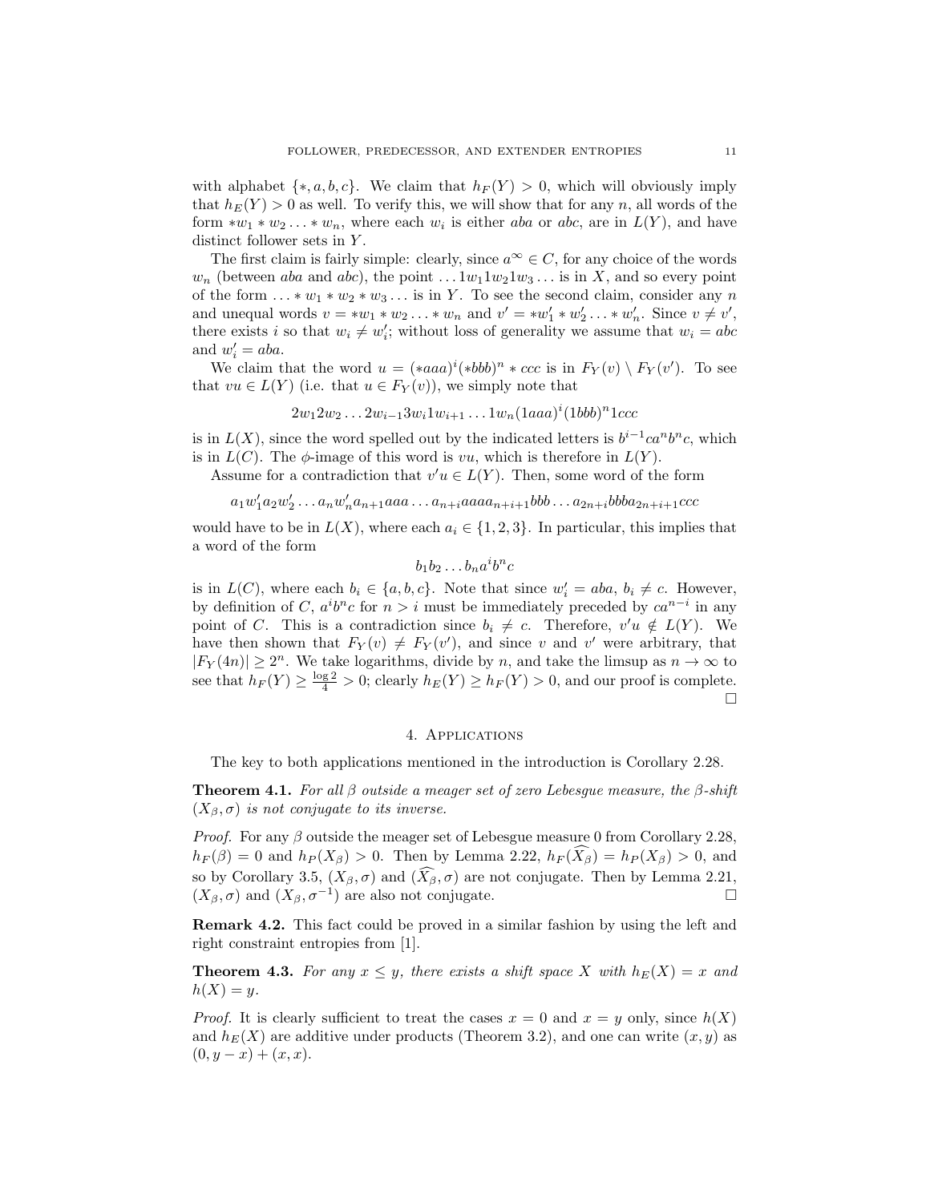with alphabet $\{*, a, b, c\}$. We claim that $h_F(Y) > 0$, which will obviously imply that $h_E(Y) > 0$ as well. To verify this, we will show that for any $n$, all words of the form $*w_1 * w_2 \ldots * w_n$, where each $w_i$ is either $aba$ or $abc$, are in $L(Y)$, and have distinct follower sets in $Y$.

The first claim is fairly simple: clearly, since $a^\infty \in C$, for any choice of the words $w_n$ (between $aba$ and $abc$), the point $\ldots 1w_1 1w_2 1w_3 \ldots$ is in $X$, and so every point of the form $\ldots * w_1 * w_2 * w_3 \ldots$ is in $Y$. To see the second claim, consider any $n$ and unequal words $v = *w_1 * w_2 \ldots * w_n$ and $v' = *w'_1 * w'_2 \ldots * w'_n$. Since $v \neq v'$, there exists $i$ so that $w_i \neq w'_i$; without loss of generality we assume that $w_i = abc$ and $w'_i = aba$.

We claim that the word $u = (*aaa)^i (*bbb)^n * ccc$ is in $F_Y(v) \setminus F_Y(v')$. To see that $vu \in L(Y)$ (i.e. that $u \in F_Y(v)$), we simply note that

$$2w_1 2w_2 \ldots 2w_{i-1} 3w_i 1w_{i+1} \ldots 1w_n (1aaa)^i (1bbb)^n 1ccc$$

is in $L(X)$, since the word spelled out by the indicated letters is $b^{i-1} c a^n b^n c$, which is in $L(C)$. The $\phi$-image of this word is $vu$, which is therefore in $L(Y)$.

Assume for a contradiction that $v'u \in L(Y)$. Then, some word of the form

$$a_1 w'_1 a_2 w'_2 \ldots a_n w'_n a_{n+1} aaa \ldots a_{n+i} aaaa_{n+i+1} bbb \ldots a_{2n+i} bbba_{2n+i+1} ccc$$

would have to be in $L(X)$, where each $a_i \in \{1, 2, 3\}$. In particular, this implies that a word of the form

$$b_1 b_2 \ldots b_n a^i b^n c$$

is in $L(C)$, where each $b_i \in \{a, b, c\}$. Note that since $w'_i = aba$, $b_i \neq c$. However, by definition of $C$, $a^i b^n c$ for $n > i$ must be immediately preceded by $ca^{n-i}$ in any point of $C$. This is a contradiction since $b_i \neq c$. Therefore, $v'u \notin L(Y)$. We have then shown that $F_Y(v) \neq F_Y(v')$, and since $v$ and $v'$ were arbitrary, that $|F_Y(4n)| \geq 2^n$. We take logarithms, divide by $n$, and take the limsup as $n \to \infty$ to see that $h_F(Y) \geq \frac{\log 2}{4} > 0$; clearly $h_E(Y) \geq h_F(Y) > 0$, and our proof is complete. $\square$

## 4. Applications

The key to both applications mentioned in the introduction is Corollary 2.28.

**Theorem 4.1.** *For all $\beta$ outside a meager set of zero Lebesgue measure, the $\beta$-shift $(X_\beta, \sigma)$ is not conjugate to its inverse.*

*Proof.* For any $\beta$ outside the meager set of Lebesgue measure 0 from Corollary 2.28, $h_F(\beta) = 0$ and $h_P(X_\beta) > 0$. Then by Lemma 2.22, $h_F(\widehat{X_\beta}) = h_P(X_\beta) > 0$, and so by Corollary 3.5, $(X_\beta, \sigma)$ and $(\widehat{X_\beta}, \sigma)$ are not conjugate. Then by Lemma 2.21, $(X_\beta, \sigma)$ and $(X_\beta, \sigma^{-1})$ are also not conjugate. $\square$

**Remark 4.2.** This fact could be proved in a similar fashion by using the left and right constraint entropies from [1].

**Theorem 4.3.** *For any $x \leq y$, there exists a shift space $X$ with $h_E(X) = x$ and $h(X) = y$.*

*Proof.* It is clearly sufficient to treat the cases $x = 0$ and $x = y$ only, since $h(X)$ and $h_E(X)$ are additive under products (Theorem 3.2), and one can write $(x, y)$ as $(0, y - x) + (x, x)$.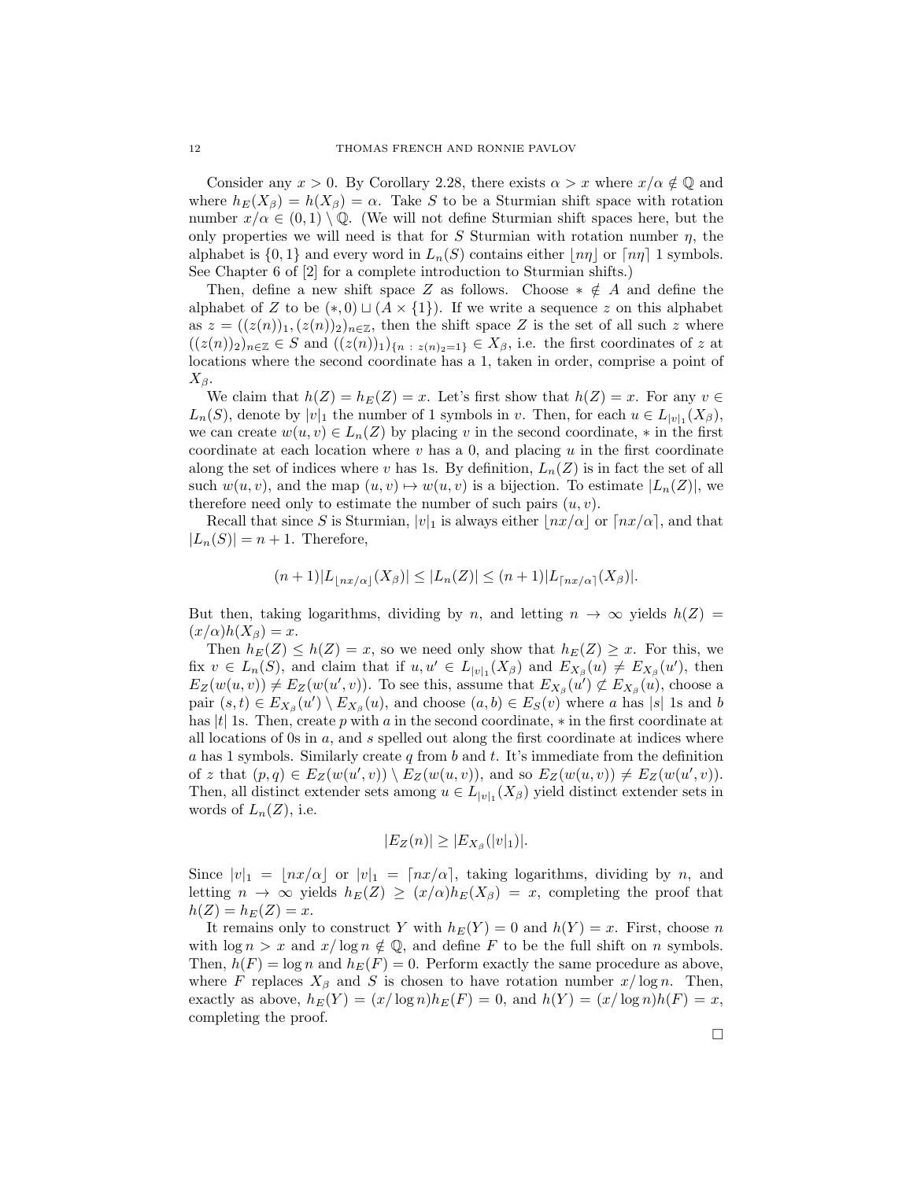Consider any $x > 0$. By Corollary 2.28, there exists $\alpha > x$ where $x/\alpha \notin \mathbb{Q}$ and where $h_E(X_\beta) = h(X_\beta) = \alpha$. Take $S$ to be a Sturmian shift space with rotation number $x/\alpha \in (0,1) \setminus \mathbb{Q}$. (We will not define Sturmian shift spaces here, but the only properties we will need is that for $S$ Sturmian with rotation number $\eta$, the alphabet is $\{0,1\}$ and every word in $L_n(S)$ contains either $\lfloor n\eta \rfloor$ or $\lceil n\eta \rceil$ 1 symbols. See Chapter 6 of [2] for a complete introduction to Sturmian shifts.)

Then, define a new shift space $Z$ as follows. Choose $* \notin A$ and define the alphabet of $Z$ to be $(*, 0) \sqcup (A \times \{1\})$. If we write a sequence $z$ on this alphabet as $z = ((z(n))_1, (z(n))_2)_{n\in\mathbb{Z}}$, then the shift space $Z$ is the set of all such $z$ where $((z(n))_2)_{n\in\mathbb{Z}} \in S$ and $((z(n))_1)_{\{n \,:\, z(n)_2 = 1\}} \in X_\beta$, i.e. the first coordinates of $z$ at locations where the second coordinate has a 1, taken in order, comprise a point of $X_\beta$.

We claim that $h(Z) = h_E(Z) = x$. Let's first show that $h(Z) = x$. For any $v \in L_n(S)$, denote by $|v|_1$ the number of 1 symbols in $v$. Then, for each $u \in L_{|v|_1}(X_\beta)$, we can create $w(u,v) \in L_n(Z)$ by placing $v$ in the second coordinate, $*$ in the first coordinate at each location where $v$ has a 0, and placing $u$ in the first coordinate along the set of indices where $v$ has 1s. By definition, $L_n(Z)$ is in fact the set of all such $w(u,v)$, and the map $(u,v) \mapsto w(u,v)$ is a bijection. To estimate $|L_n(Z)|$, we therefore need only to estimate the number of such pairs $(u,v)$.

Recall that since $S$ is Sturmian, $|v|_1$ is always either $\lfloor nx/\alpha \rfloor$ or $\lceil nx/\alpha \rceil$, and that $|L_n(S)| = n+1$. Therefore,

$$(n+1)|L_{\lfloor nx/\alpha \rfloor}(X_\beta)| \leq |L_n(Z)| \leq (n+1)|L_{\lceil nx/\alpha \rceil}(X_\beta)|.$$

But then, taking logarithms, dividing by $n$, and letting $n \to \infty$ yields $h(Z) = (x/\alpha)h(X_\beta) = x$.

Then $h_E(Z) \leq h(Z) = x$, so we need only show that $h_E(Z) \geq x$. For this, we fix $v \in L_n(S)$, and claim that if $u, u' \in L_{|v|_1}(X_\beta)$ and $E_{X_\beta}(u) \neq E_{X_\beta}(u')$, then $E_Z(w(u,v)) \neq E_Z(w(u',v))$. To see this, assume that $E_{X_\beta}(u') \not\subset E_{X_\beta}(u)$, choose a pair $(s,t) \in E_{X_\beta}(u') \setminus E_{X_\beta}(u)$, and choose $(a,b) \in E_S(v)$ where $a$ has $|s|$ 1s and $b$ has $|t|$ 1s. Then, create $p$ with $a$ in the second coordinate, $*$ in the first coordinate at all locations of 0s in $a$, and $s$ spelled out along the first coordinate at indices where $a$ has 1 symbols. Similarly create $q$ from $b$ and $t$. It's immediate from the definition of $z$ that $(p,q) \in E_Z(w(u',v)) \setminus E_Z(w(u,v))$, and so $E_Z(w(u,v)) \neq E_Z(w(u',v))$. Then, all distinct extender sets among $u \in L_{|v|_1}(X_\beta)$ yield distinct extender sets in words of $L_n(Z)$, i.e.

$$|E_Z(n)| \geq |E_{X_\beta}(|v|_1)|.$$

Since $|v|_1 = \lfloor nx/\alpha \rfloor$ or $|v|_1 = \lceil nx/\alpha \rceil$, taking logarithms, dividing by $n$, and letting $n \to \infty$ yields $h_E(Z) \geq (x/\alpha)h_E(X_\beta) = x$, completing the proof that $h(Z) = h_E(Z) = x$.

It remains only to construct $Y$ with $h_E(Y) = 0$ and $h(Y) = x$. First, choose $n$ with $\log n > x$ and $x/\log n \notin \mathbb{Q}$, and define $F$ to be the full shift on $n$ symbols. Then, $h(F) = \log n$ and $h_E(F) = 0$. Perform exactly the same procedure as above, where $F$ replaces $X_\beta$ and $S$ is chosen to have rotation number $x/\log n$. Then, exactly as above, $h_E(Y) = (x/\log n)h_E(F) = 0$, and $h(Y) = (x/\log n)h(F) = x$, completing the proof.

□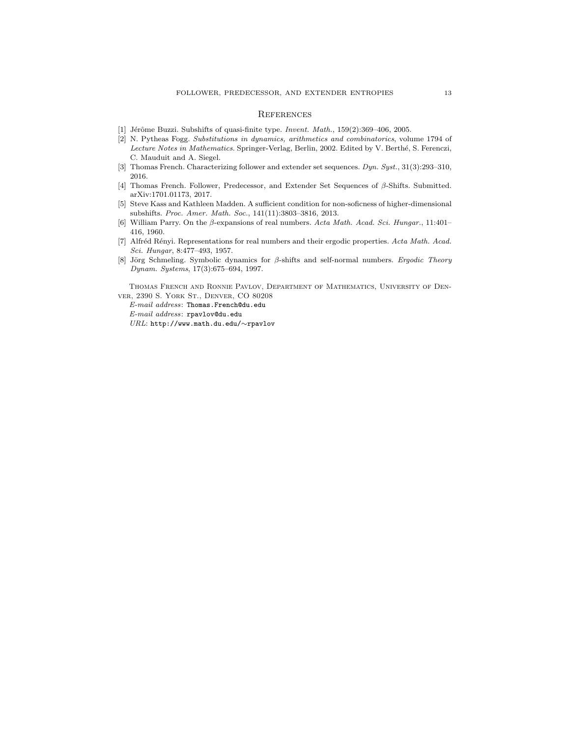## References

[1] Jérôme Buzzi. Subshifts of quasi-finite type. *Invent. Math.*, 159(2):369–406, 2005.

[2] N. Pytheas Fogg. *Substitutions in dynamics, arithmetics and combinatorics*, volume 1794 of *Lecture Notes in Mathematics*. Springer-Verlag, Berlin, 2002. Edited by V. Berthé, S. Ferenczi, C. Mauduit and A. Siegel.

[3] Thomas French. Characterizing follower and extender set sequences. *Dyn. Syst.*, 31(3):293–310, 2016.

[4] Thomas French. Follower, Predecessor, and Extender Set Sequences of $\beta$-Shifts. Submitted. arXiv:1701.01173, 2017.

[5] Steve Kass and Kathleen Madden. A sufficient condition for non-soficness of higher-dimensional subshifts. *Proc. Amer. Math. Soc.*, 141(11):3803–3816, 2013.

[6] William Parry. On the $\beta$-expansions of real numbers. *Acta Math. Acad. Sci. Hungar.*, 11:401–416, 1960.

[7] Alfréd Rényi. Representations for real numbers and their ergodic properties. *Acta Math. Acad. Sci. Hungar*, 8:477–493, 1957.

[8] Jörg Schmeling. Symbolic dynamics for $\beta$-shifts and self-normal numbers. *Ergodic Theory Dynam. Systems*, 17(3):675–694, 1997.

Thomas French and Ronnie Pavlov, Department of Mathematics, University of Denver, 2390 S. York St., Denver, CO 80208

*E-mail address*: Thomas.French@du.edu

*E-mail address*: rpavlov@du.edu

*URL*: http://www.math.du.edu/∼rpavlov